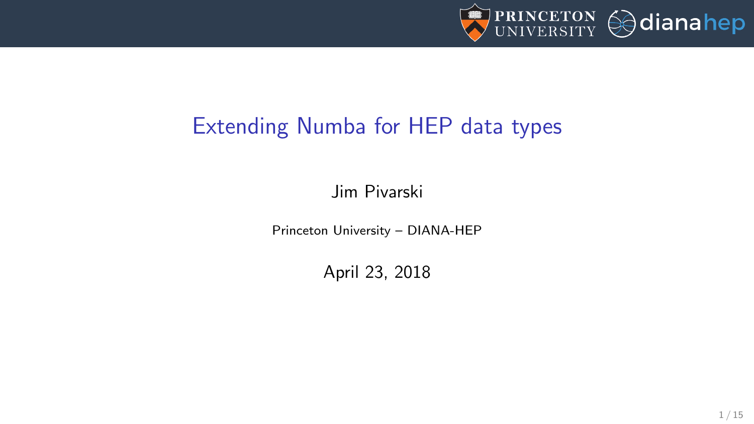# Extending Numba for HEP data types

Jim Pivarski

Princeton University – DIANA-HEP

April 23, 2018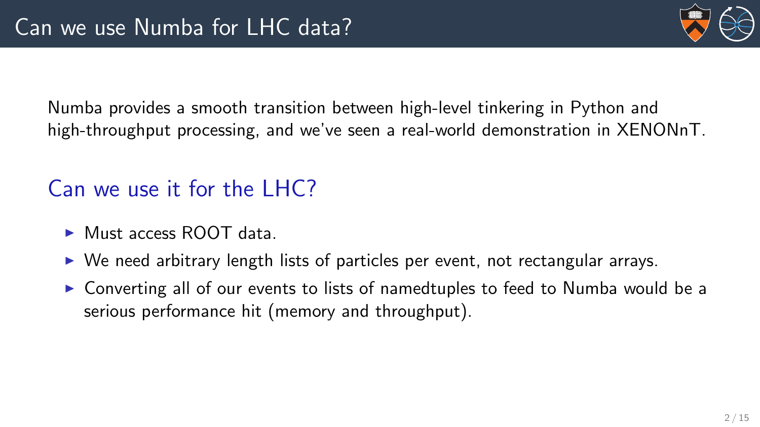# Can we use Numba for LHC data?

Numba provides a smooth transition between high-level tinkering in Python and high-throughput processing, and we've seen a real-world demonstration in XENONnT.

## Can we use it for the LHC?

- Must access ROOT data.
- We need arbitrary length lists of particles per event, not rectangular arrays.
- Converting all of our events to lists of namedtuples to feed to Numba would be a serious performance hit (memory and throughput).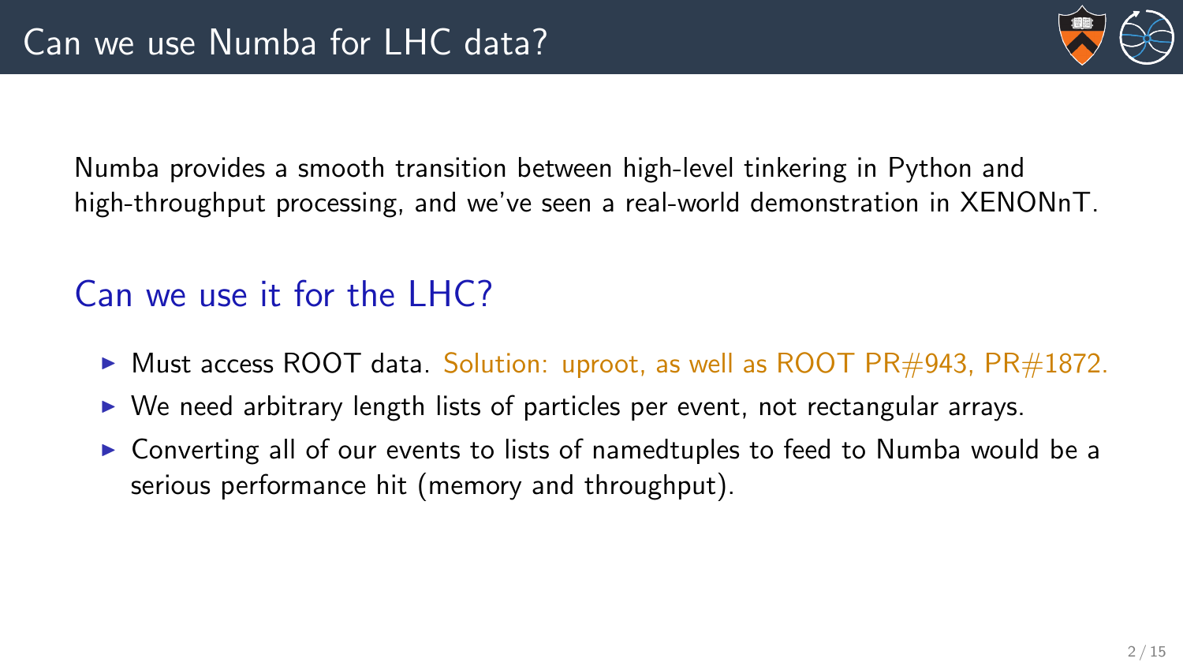# Can we use Numba for LHC data?

Numba provides a smooth transition between high-level tinkering in Python and high-throughput processing, and we've seen a real-world demonstration in XENONnT.

## Can we use it for the LHC?

- Must access ROOT data. Solution: uproot, as well as ROOT PR#943, PR#1872.
- We need arbitrary length lists of particles per event, not rectangular arrays.
- Converting all of our events to lists of namedtuples to feed to Numba would be a serious performance hit (memory and throughput).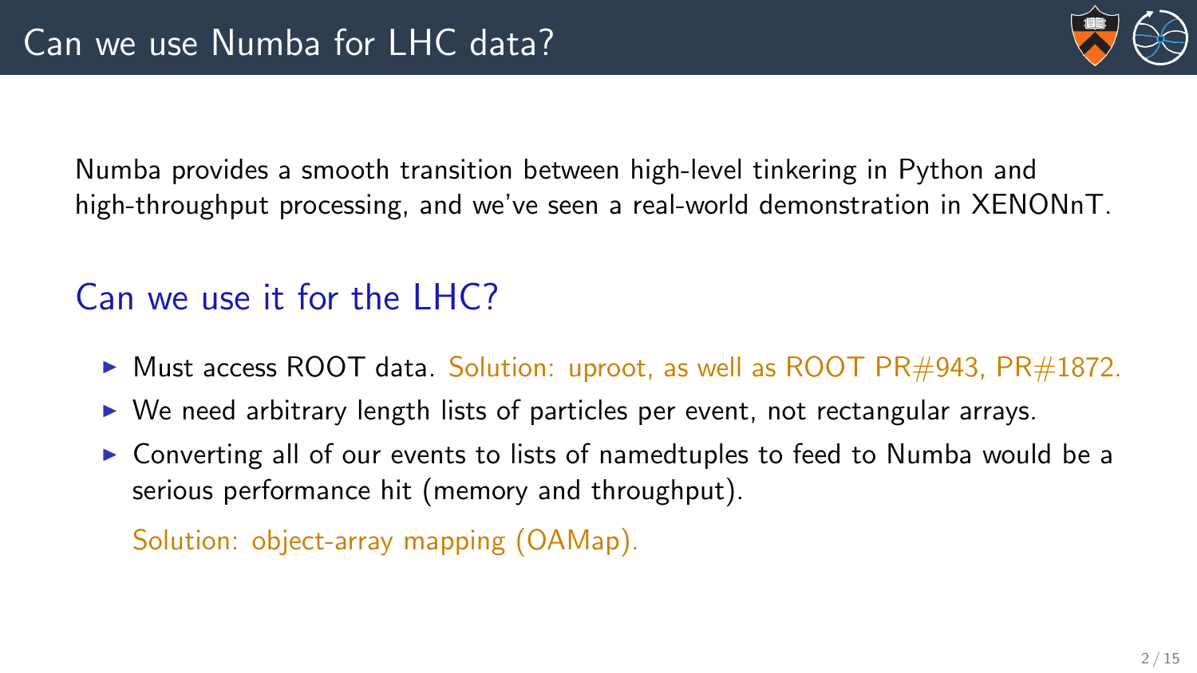# Can we use Numba for LHC data?

Numba provides a smooth transition between high-level tinkering in Python and high-throughput processing, and we've seen a real-world demonstration in XENONnT.

## Can we use it for the LHC?

- Must access ROOT data. Solution: uproot, as well as ROOT PR#943, PR#1872.
- We need arbitrary length lists of particles per event, not rectangular arrays.
- Converting all of our events to lists of namedtuples to feed to Numba would be a serious performance hit (memory and throughput).

  Solution: object-array mapping (OAMap).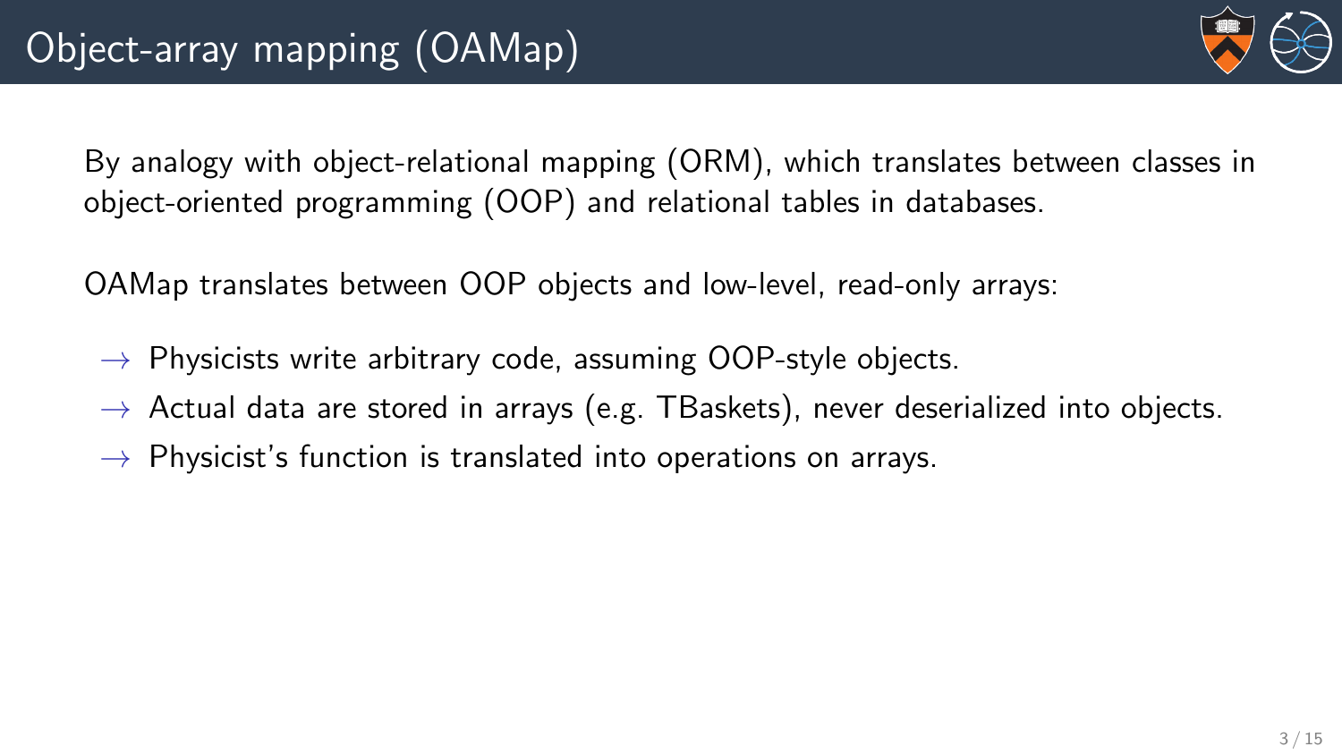# Object-array mapping (OAMap)

By analogy with object-relational mapping (ORM), which translates between classes in object-oriented programming (OOP) and relational tables in databases.

OAMap translates between OOP objects and low-level, read-only arrays:

- → Physicists write arbitrary code, assuming OOP-style objects.
- → Actual data are stored in arrays (e.g. TBaskets), never deserialized into objects.
- → Physicist's function is translated into operations on arrays.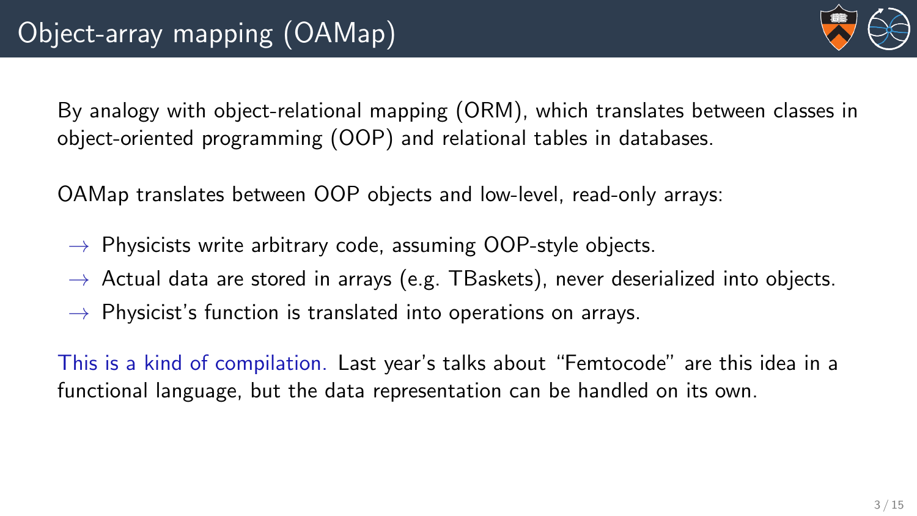# Object-array mapping (OAMap)

By analogy with object-relational mapping (ORM), which translates between classes in object-oriented programming (OOP) and relational tables in databases.

OAMap translates between OOP objects and low-level, read-only arrays:

- → Physicists write arbitrary code, assuming OOP-style objects.
- → Actual data are stored in arrays (e.g. TBaskets), never deserialized into objects.
- → Physicist's function is translated into operations on arrays.

This is a kind of compilation. Last year's talks about "Femtocode" are this idea in a functional language, but the data representation can be handled on its own.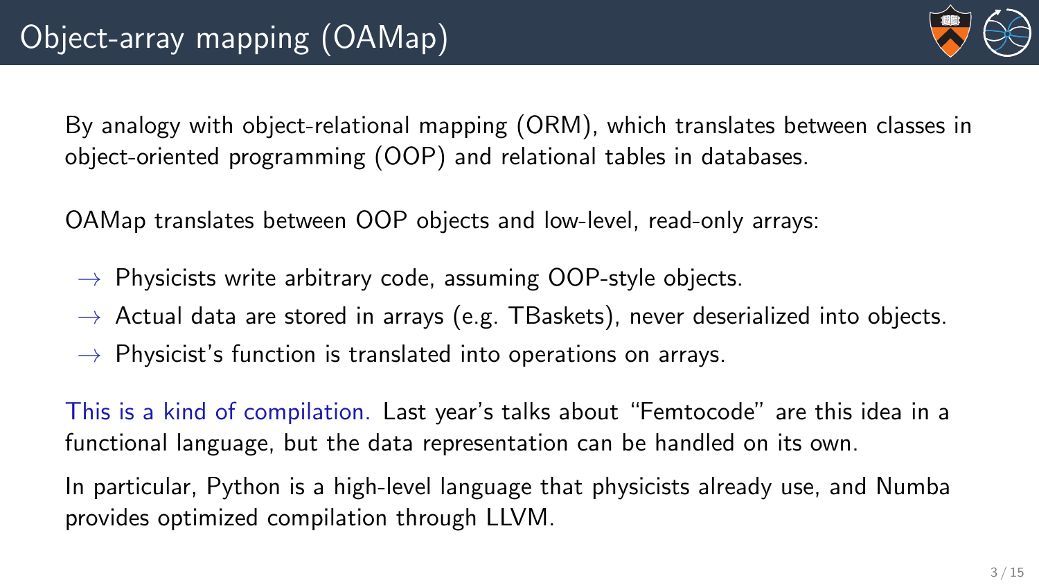# Object-array mapping (OAMap)

By analogy with object-relational mapping (ORM), which translates between classes in object-oriented programming (OOP) and relational tables in databases.

OAMap translates between OOP objects and low-level, read-only arrays:

- → Physicists write arbitrary code, assuming OOP-style objects.
- → Actual data are stored in arrays (e.g. TBaskets), never deserialized into objects.
- → Physicist's function is translated into operations on arrays.

This is a kind of compilation. Last year's talks about "Femtocode" are this idea in a functional language, but the data representation can be handled on its own.

In particular, Python is a high-level language that physicists already use, and Numba provides optimized compilation through LLVM.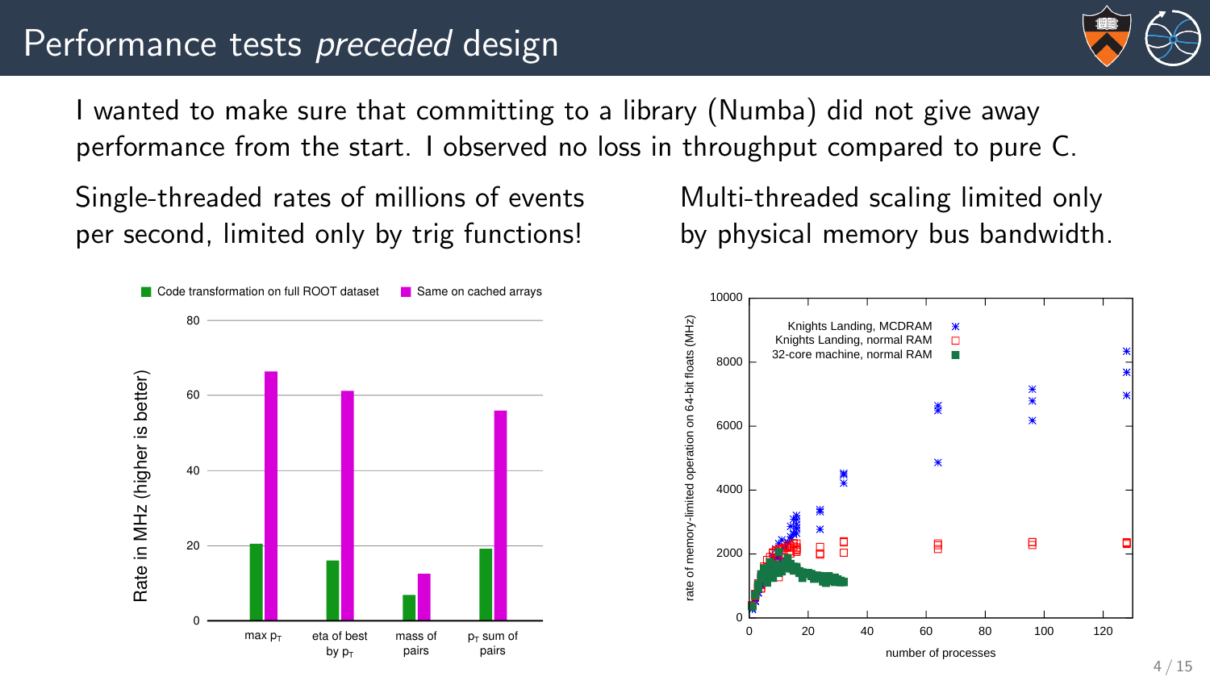# Performance tests *preceded* design

I wanted to make sure that committing to a library (Numba) did not give away performance from the start. I observed no loss in throughput compared to pure C.

Single-threaded rates of millions of events per second, limited only by trig functions!

Multi-threaded scaling limited only by physical memory bus bandwidth.

Code transformation on full ROOT dataset | Same on cached arrays

Rate in MHz (higher is better)

max $p_T$ | eta of best by $p_T$ | mass of pairs | $p_T$ sum of pairs

Knights Landing, MCDRAM | Knights Landing, normal RAM | 32-core machine, normal RAM

rate of memory-limited operation on 64-bit floats (MHz)

number of processes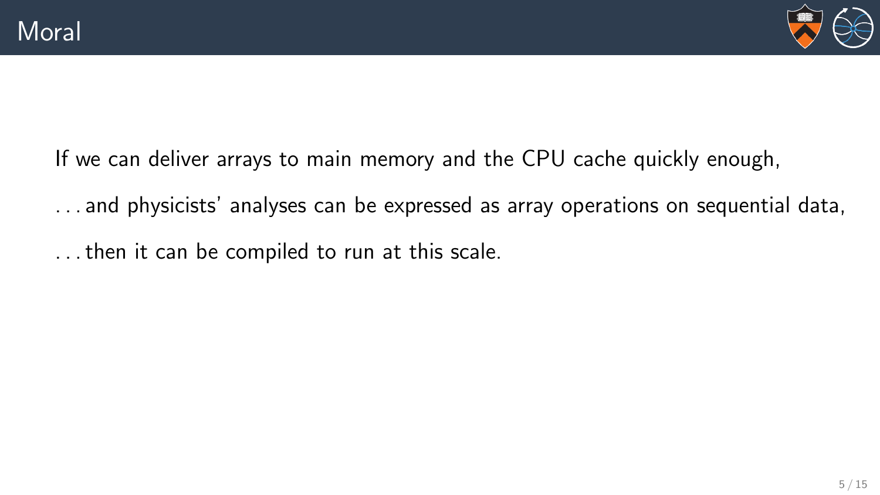# Moral

If we can deliver arrays to main memory and the CPU cache quickly enough,

. . . and physicists' analyses can be expressed as array operations on sequential data,

. . . then it can be compiled to run at this scale.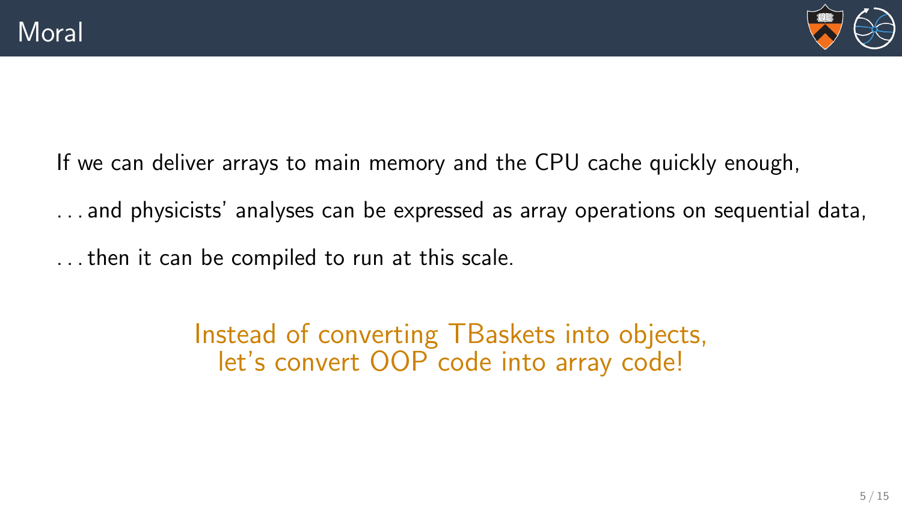# Moral

If we can deliver arrays to main memory and the CPU cache quickly enough,

. . . and physicists' analyses can be expressed as array operations on sequential data,

. . . then it can be compiled to run at this scale.

Instead of converting TBaskets into objects,
let's convert OOP code into array code!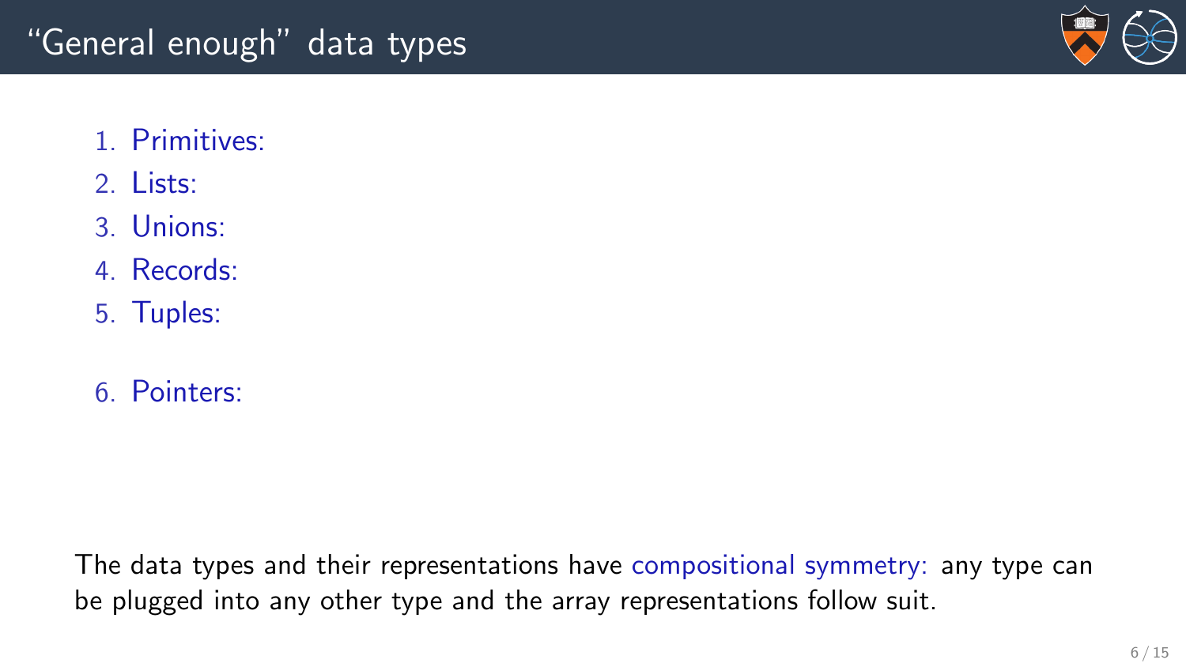# "General enough" data types

1. Primitives:
2. Lists:
3. Unions:
4. Records:
5. Tuples:

6. Pointers:

The data types and their representations have compositional symmetry: any type can be plugged into any other type and the array representations follow suit.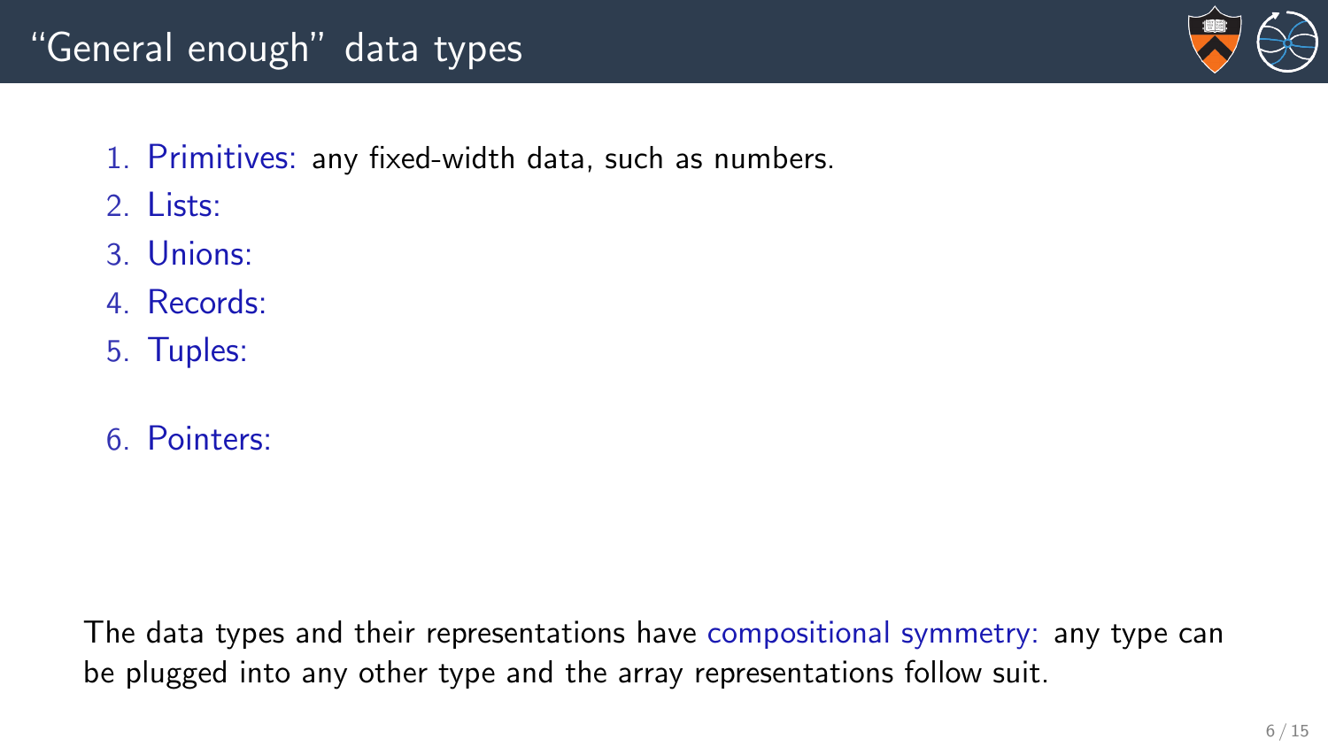# "General enough" data types

1. Primitives: any fixed-width data, such as numbers.
2. Lists:
3. Unions:
4. Records:
5. Tuples:
6. Pointers:

The data types and their representations have compositional symmetry: any type can be plugged into any other type and the array representations follow suit.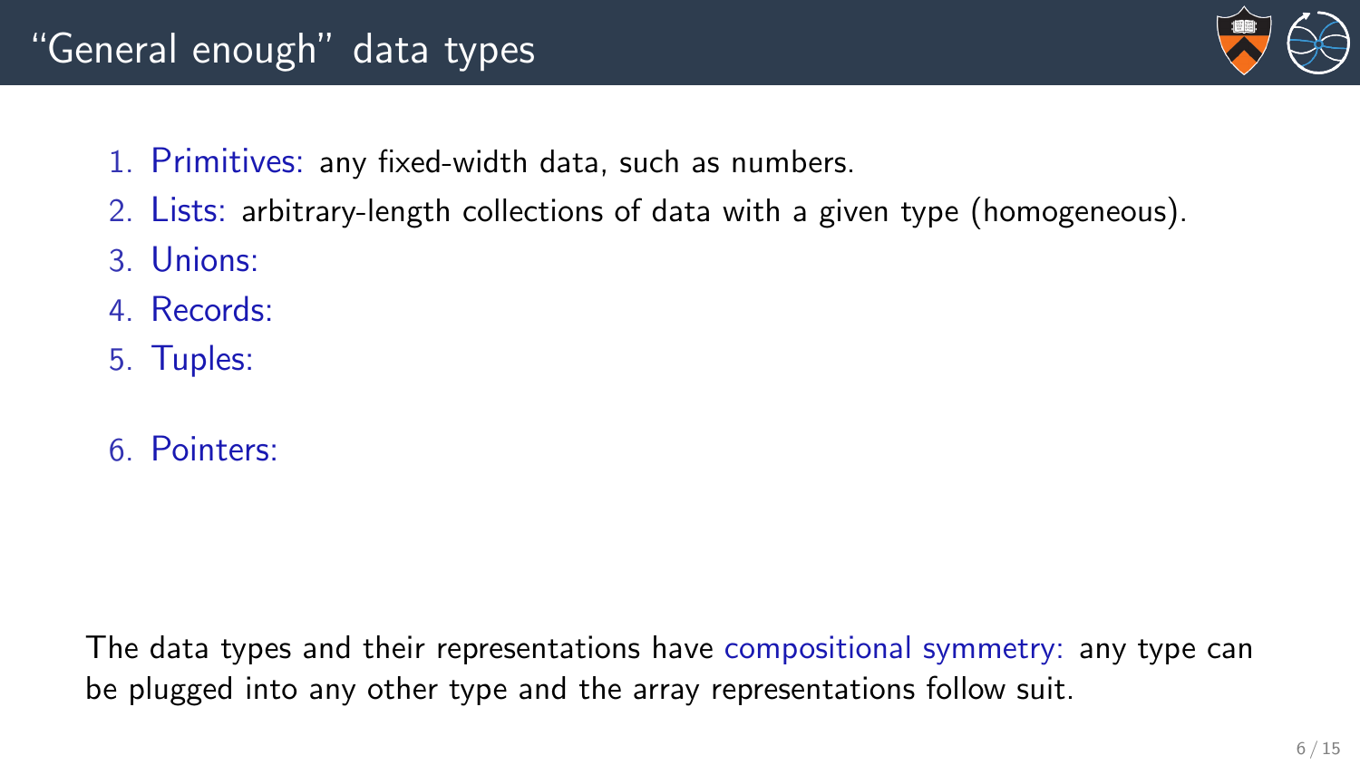# "General enough" data types

1. Primitives: any fixed-width data, such as numbers.
2. Lists: arbitrary-length collections of data with a given type (homogeneous).
3. Unions:
4. Records:
5. Tuples:
6. Pointers:

The data types and their representations have compositional symmetry: any type can be plugged into any other type and the array representations follow suit.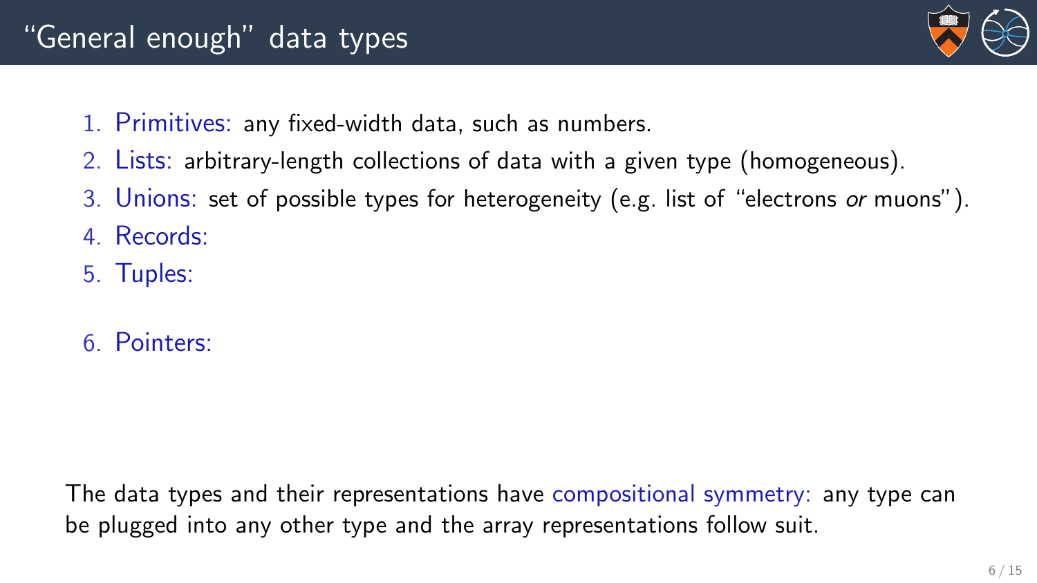# "General enough" data types

1. Primitives: any fixed-width data, such as numbers.
2. Lists: arbitrary-length collections of data with a given type (homogeneous).
3. Unions: set of possible types for heterogeneity (e.g. list of "electrons *or* muons").
4. Records:
5. Tuples:
6. Pointers:

The data types and their representations have compositional symmetry: any type can be plugged into any other type and the array representations follow suit.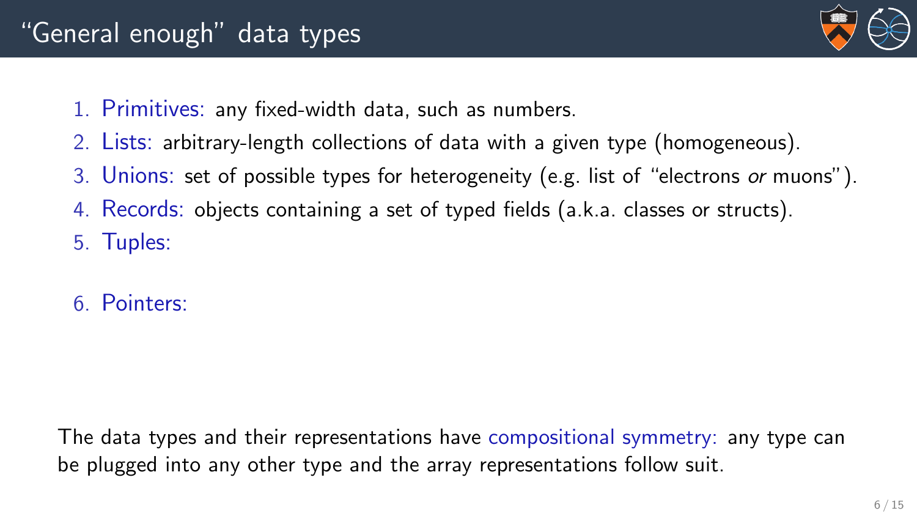# "General enough" data types

1. Primitives: any fixed-width data, such as numbers.
2. Lists: arbitrary-length collections of data with a given type (homogeneous).
3. Unions: set of possible types for heterogeneity (e.g. list of "electrons *or* muons").
4. Records: objects containing a set of typed fields (a.k.a. classes or structs).
5. Tuples:
6. Pointers:

The data types and their representations have compositional symmetry: any type can be plugged into any other type and the array representations follow suit.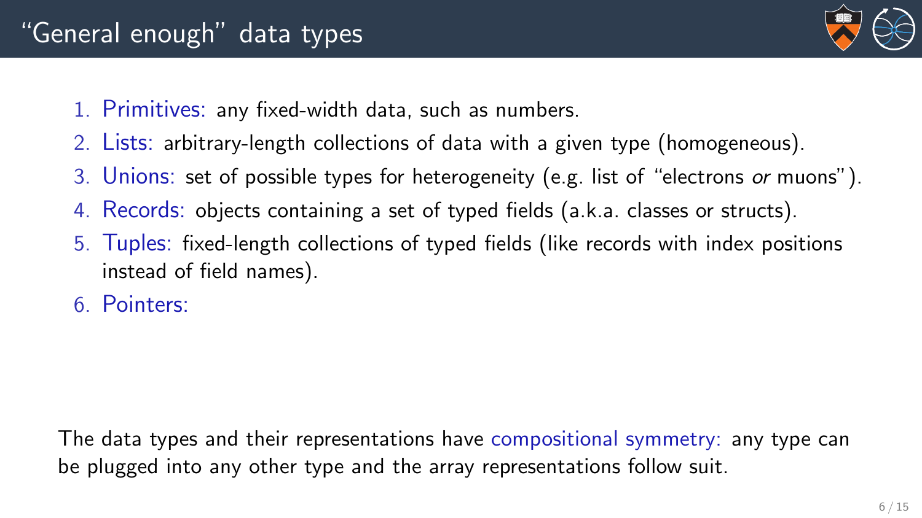# "General enough" data types

1. Primitives: any fixed-width data, such as numbers.
2. Lists: arbitrary-length collections of data with a given type (homogeneous).
3. Unions: set of possible types for heterogeneity (e.g. list of "electrons *or* muons").
4. Records: objects containing a set of typed fields (a.k.a. classes or structs).
5. Tuples: fixed-length collections of typed fields (like records with index positions instead of field names).
6. Pointers:

The data types and their representations have compositional symmetry: any type can be plugged into any other type and the array representations follow suit.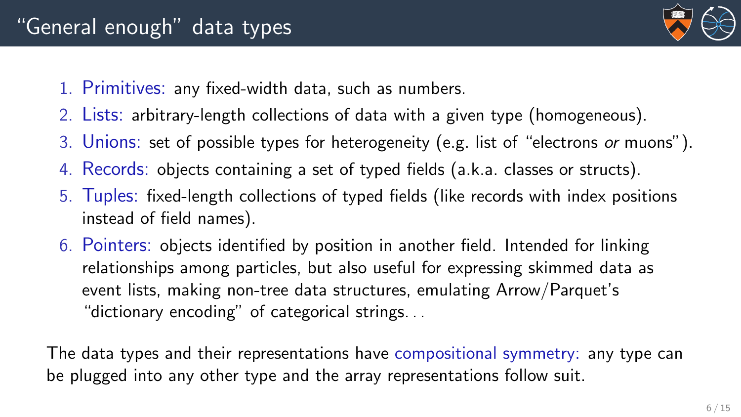# "General enough" data types

1. Primitives: any fixed-width data, such as numbers.
2. Lists: arbitrary-length collections of data with a given type (homogeneous).
3. Unions: set of possible types for heterogeneity (e.g. list of "electrons *or* muons").
4. Records: objects containing a set of typed fields (a.k.a. classes or structs).
5. Tuples: fixed-length collections of typed fields (like records with index positions instead of field names).
6. Pointers: objects identified by position in another field. Intended for linking relationships among particles, but also useful for expressing skimmed data as event lists, making non-tree data structures, emulating Arrow/Parquet's "dictionary encoding" of categorical strings...

The data types and their representations have compositional symmetry: any type can be plugged into any other type and the array representations follow suit.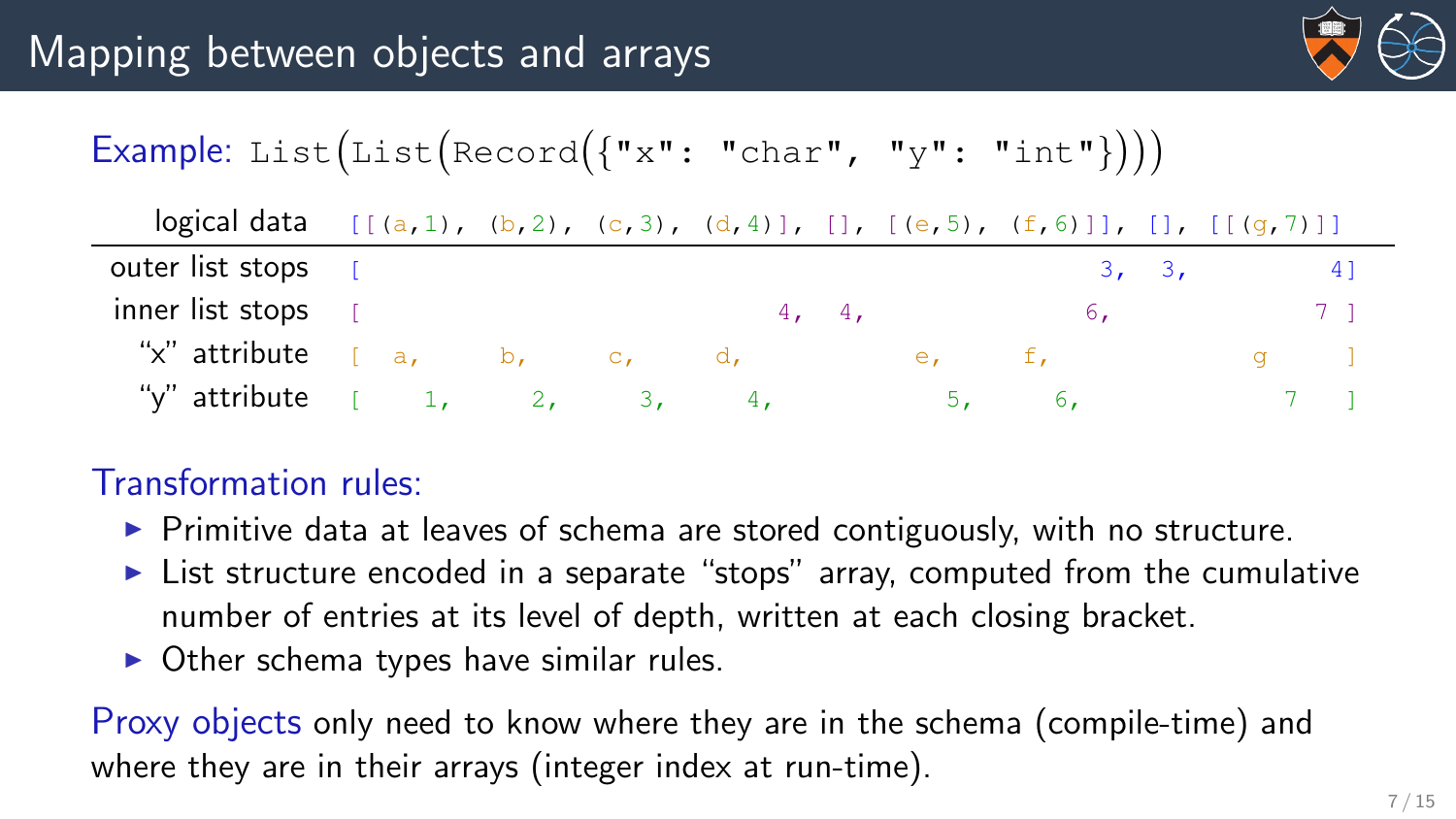# Mapping between objects and arrays

Example: `List(List(Record({"x": "char", "y": "int"})))`

```
     logical data   [[(a,1), (b,2), (c,3), (d,4)], [], [(e,5), (f,6)]], [], [[(g,7)]]]
 outer list stops   [                                                  3,  3,        4]
 inner list stops   [                                 4,  4,          6,           7 ]
    "x" attribute   [  a,     b,     c,     d,           e,     f,            g      ]
    "y" attribute   [    1,     2,     3,     4,           5,     6,            7    ]
```

Transformation rules:

- Primitive data at leaves of schema are stored contiguously, with no structure.
- List structure encoded in a separate "stops" array, computed from the cumulative number of entries at its level of depth, written at each closing bracket.
- Other schema types have similar rules.

Proxy objects only need to know where they are in the schema (compile-time) and where they are in their arrays (integer index at run-time).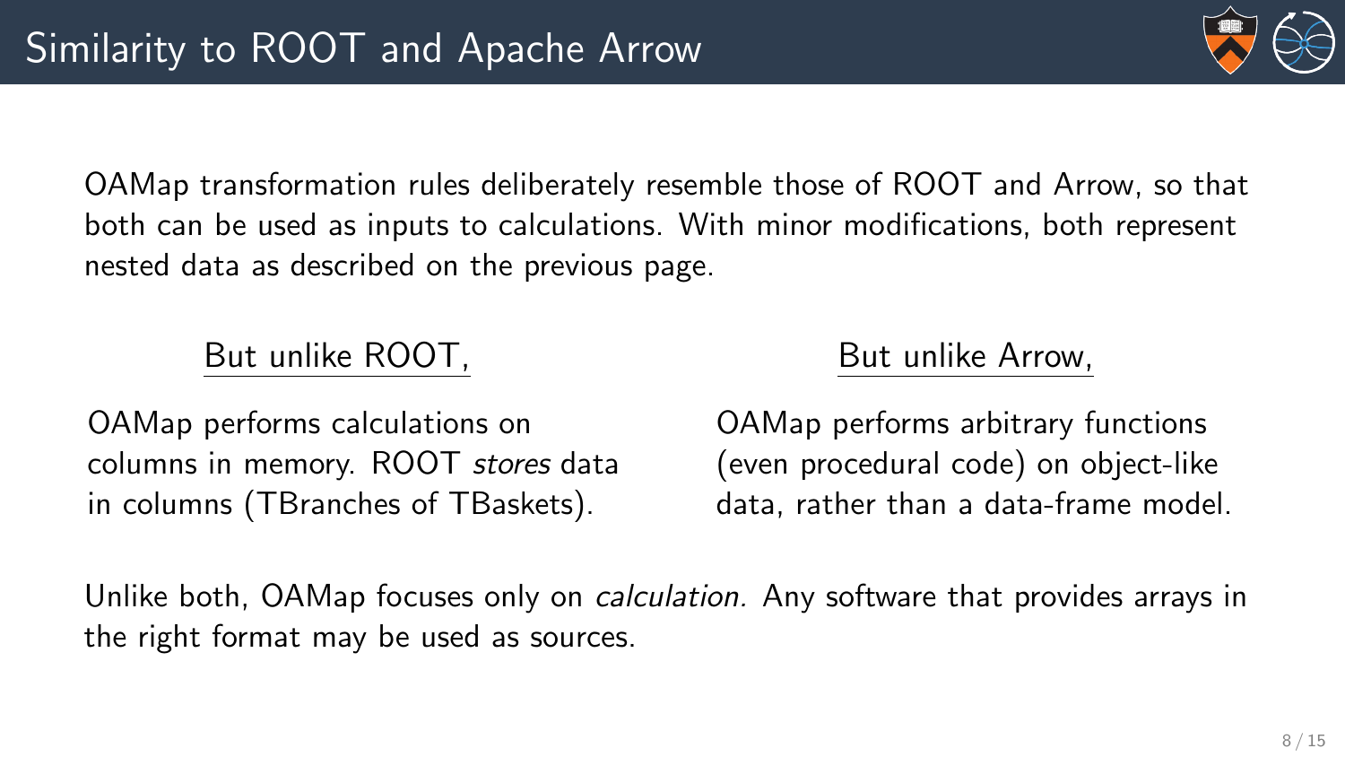# Similarity to ROOT and Apache Arrow

OAMap transformation rules deliberately resemble those of ROOT and Arrow, so that both can be used as inputs to calculations. With minor modifications, both represent nested data as described on the previous page.

## But unlike ROOT,

OAMap performs calculations on columns in memory. ROOT *stores* data in columns (TBranches of TBaskets).

## But unlike Arrow,

OAMap performs arbitrary functions (even procedural code) on object-like data, rather than a data-frame model.

Unlike both, OAMap focuses only on *calculation.* Any software that provides arrays in the right format may be used as sources.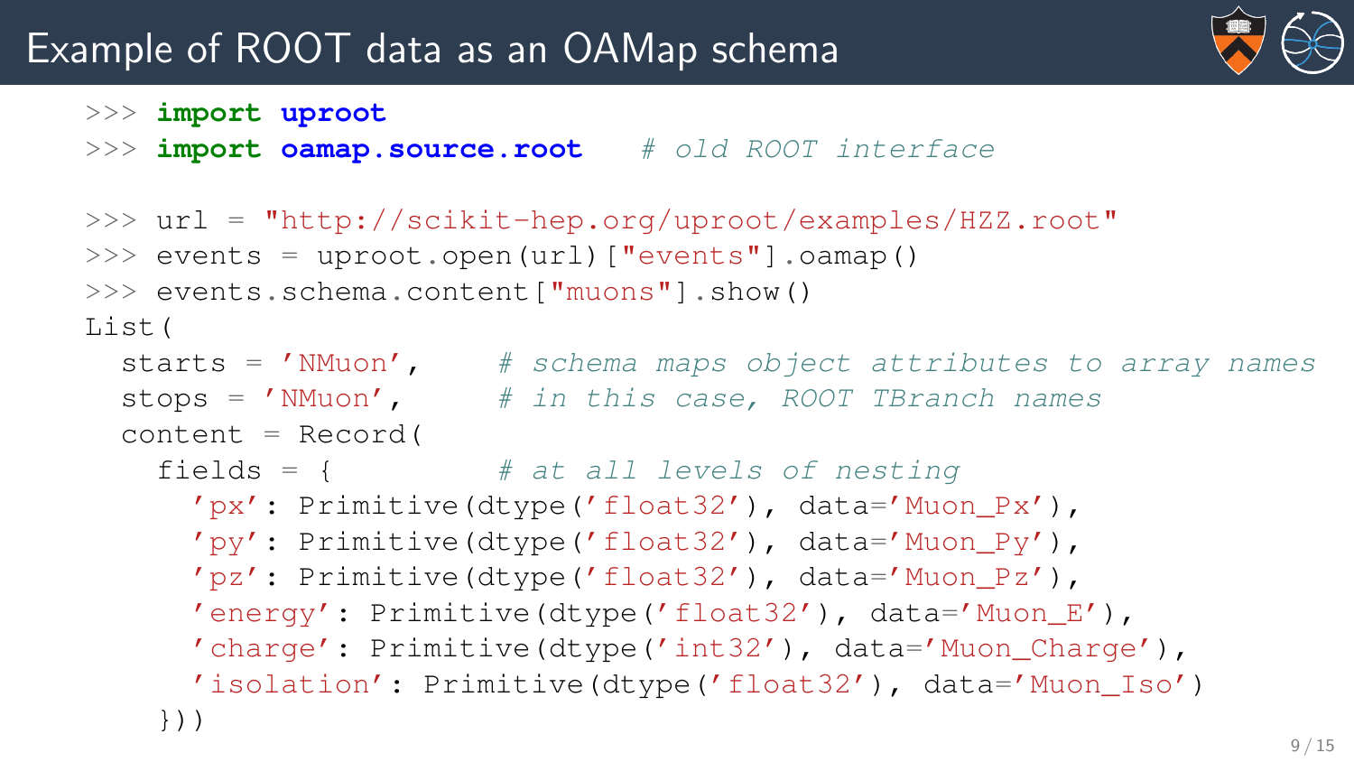# Example of ROOT data as an OAMap schema

```
>>> import uproot
>>> import oamap.source.root    # old ROOT interface

>>> url = "http://scikit-hep.org/uproot/examples/HZZ.root"
>>> events = uproot.open(url)["events"].oamap()
>>> events.schema.content["muons"].show()
List(
  starts = 'NMuon',      # schema maps object attributes to array names
  stops = 'NMuon',       # in this case, ROOT TBranch names
  content = Record(
    fields = {           # at all levels of nesting
      'px': Primitive(dtype('float32'), data='Muon_Px'),
      'py': Primitive(dtype('float32'), data='Muon_Py'),
      'pz': Primitive(dtype('float32'), data='Muon_Pz'),
      'energy': Primitive(dtype('float32'), data='Muon_E'),
      'charge': Primitive(dtype('int32'), data='Muon_Charge'),
      'isolation': Primitive(dtype('float32'), data='Muon_Iso')
    }))
```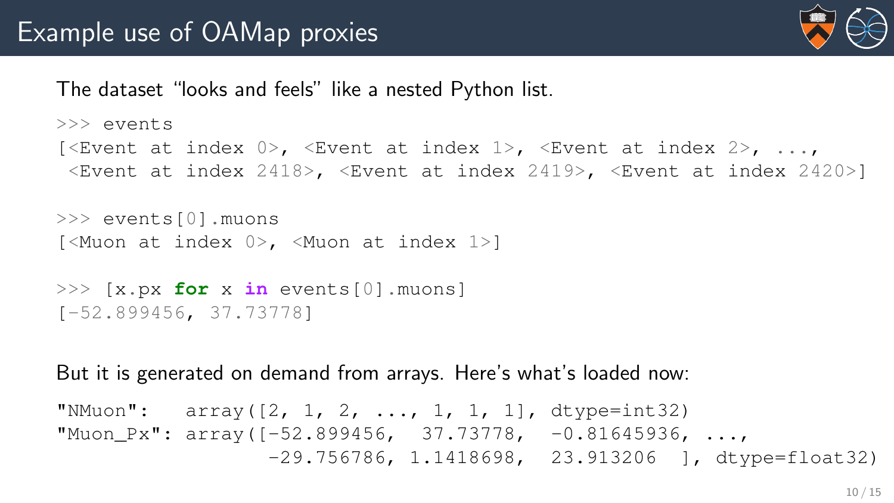# Example use of OAMap proxies

The dataset "looks and feels" like a nested Python list.

```
>>> events
[<Event at index 0>, <Event at index 1>, <Event at index 2>, ...,
 <Event at index 2418>, <Event at index 2419>, <Event at index 2420>]

>>> events[0].muons
[<Muon at index 0>, <Muon at index 1>]

>>> [x.px for x in events[0].muons]
[-52.899456, 37.73778]
```

But it is generated on demand from arrays. Here's what's loaded now:

```
"NMuon":   array([2, 1, 2, ..., 1, 1, 1], dtype=int32)
"Muon_Px": array([-52.899456,  37.73778,  -0.81645936, ...,
                 -29.756786, 1.1418698,  23.913206  ], dtype=float32)
```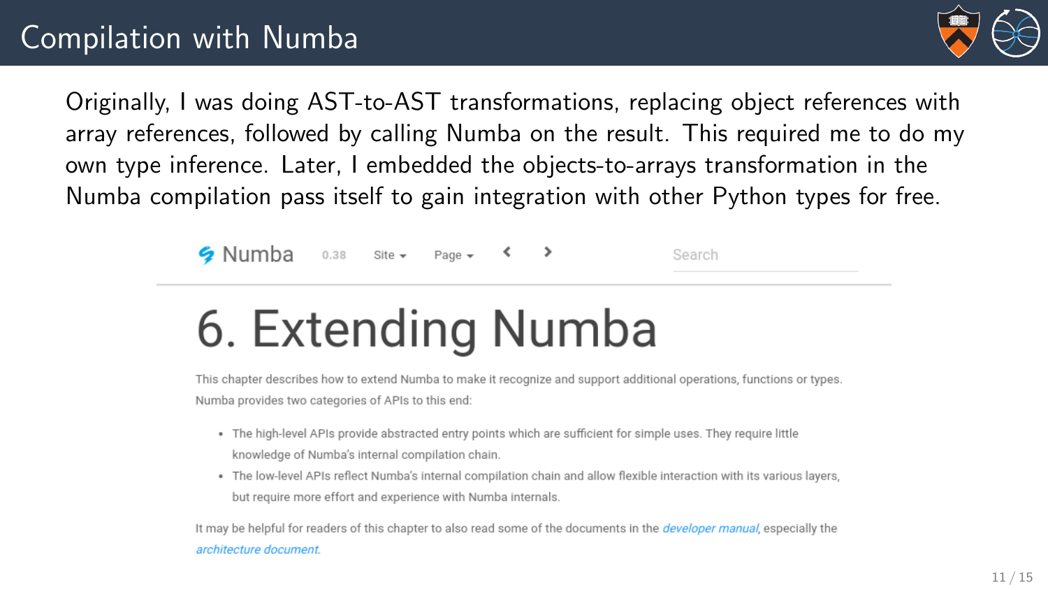# Compilation with Numba

Originally, I was doing AST-to-AST transformations, replacing object references with array references, followed by calling Numba on the result. This required me to do my own type inference. Later, I embedded the objects-to-arrays transformation in the Numba compilation pass itself to gain integration with other Python types for free.

Numba 0.38 Site Page Search

# 6. Extending Numba

This chapter describes how to extend Numba to make it recognize and support additional operations, functions or types. Numba provides two categories of APIs to this end:

- The high-level APIs provide abstracted entry points which are sufficient for simple uses. They require little knowledge of Numba's internal compilation chain.
- The low-level APIs reflect Numba's internal compilation chain and allow flexible interaction with its various layers, but require more effort and experience with Numba internals.

It may be helpful for readers of this chapter to also read some of the documents in the *developer manual*, especially the *architecture document*.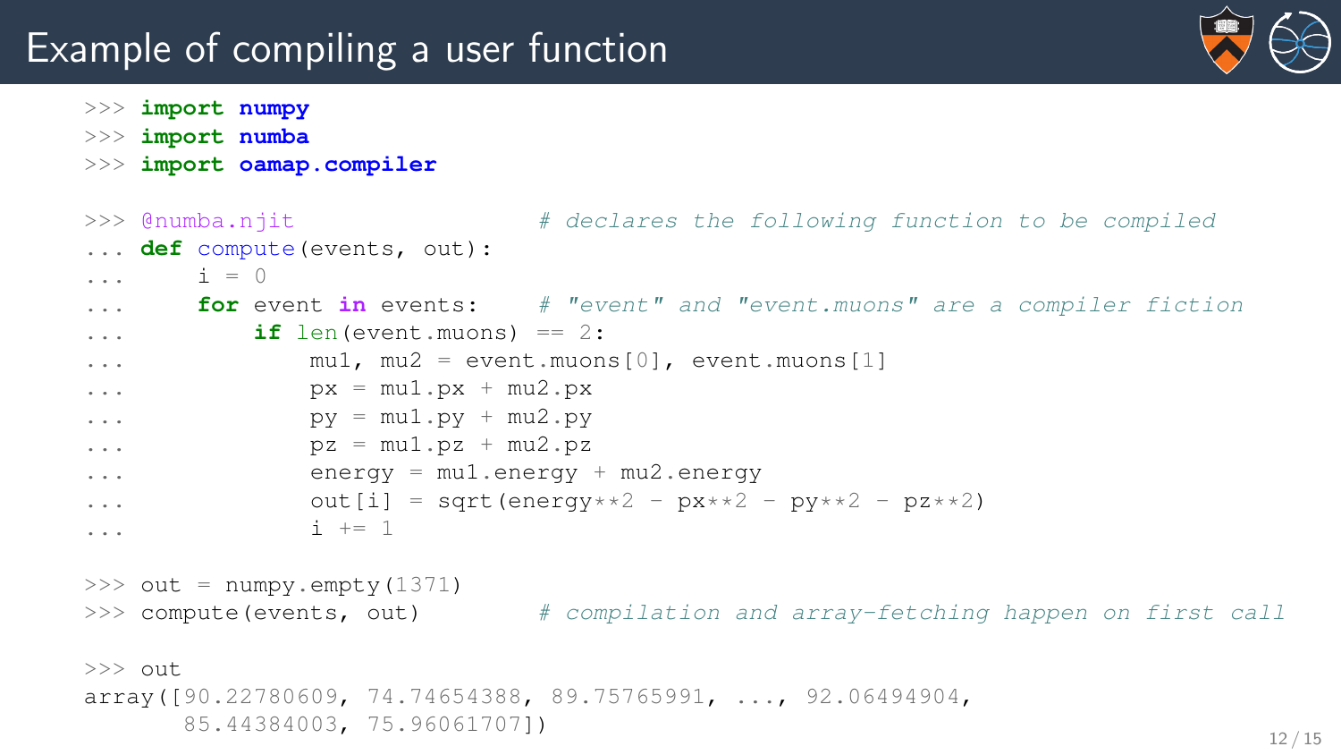# Example of compiling a user function

```
>>> import numpy
>>> import numba
>>> import oamap.compiler

>>> @numba.njit                    # declares the following function to be compiled
... def compute(events, out):
...     i = 0
...     for event in events:       # "event" and "event.muons" are a compiler fiction
...         if len(event.muons) == 2:
...             mu1, mu2 = event.muons[0], event.muons[1]
...             px = mu1.px + mu2.px
...             py = mu1.py + mu2.py
...             pz = mu1.pz + mu2.pz
...             energy = mu1.energy + mu2.energy
...             out[i] = sqrt(energy**2 - px**2 - py**2 - pz**2)
...             i += 1

>>> out = numpy.empty(1371)
>>> compute(events, out)           # compilation and array-fetching happen on first call

>>> out
array([90.22780609, 74.74654388, 89.75765991, ..., 92.06494904,
       85.44384003, 75.96061707])
```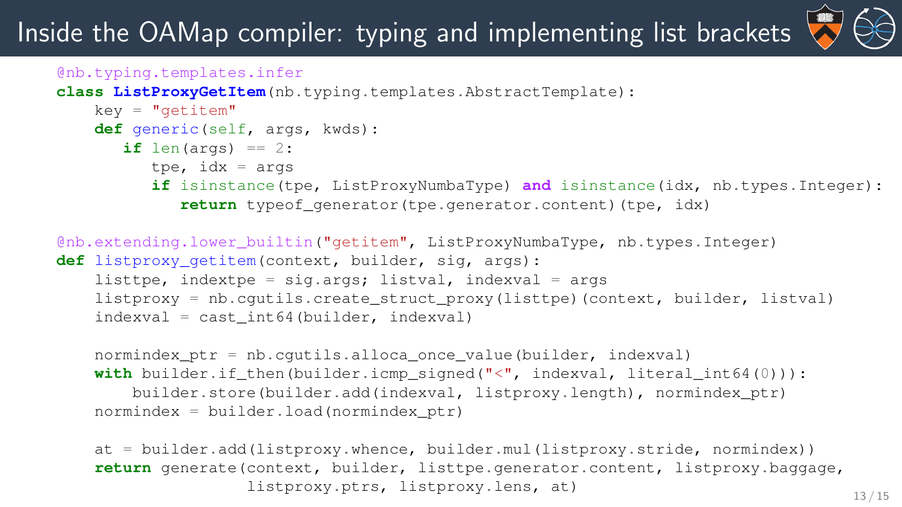# Inside the OAMap compiler: typing and implementing list brackets

```python
@nb.typing.templates.infer
class ListProxyGetItem(nb.typing.templates.AbstractTemplate):
    key = "getitem"
    def generic(self, args, kwds):
       if len(args) == 2:
          tpe, idx = args
          if isinstance(tpe, ListProxyNumbaType) and isinstance(idx, nb.types.Integer):
             return typeof_generator(tpe.generator.content)(tpe, idx)

@nb.extending.lower_builtin("getitem", ListProxyNumbaType, nb.types.Integer)
def listproxy_getitem(context, builder, sig, args):
    listtpe, indextpe = sig.args; listval, indexval = args
    listproxy = nb.cgutils.create_struct_proxy(listtpe)(context, builder, listval)
    indexval = cast_int64(builder, indexval)

    normindex_ptr = nb.cgutils.alloca_once_value(builder, indexval)
    with builder.if_then(builder.icmp_signed("<", indexval, literal_int64(0))):
        builder.store(builder.add(indexval, listproxy.length), normindex_ptr)
    normindex = builder.load(normindex_ptr)

    at = builder.add(listproxy.whence, builder.mul(listproxy.stride, normindex))
    return generate(context, builder, listtpe.generator.content, listproxy.baggage,
                    listproxy.ptrs, listproxy.lens, at)
```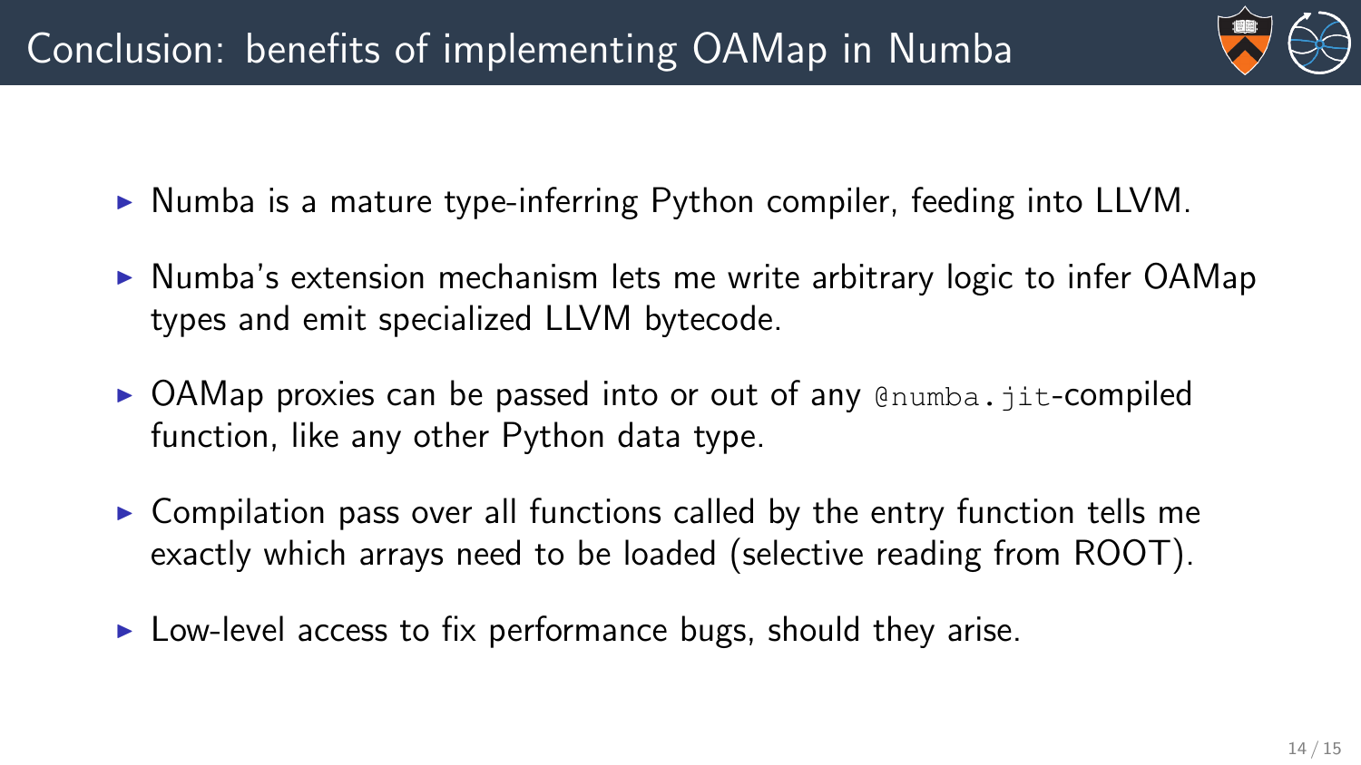# Conclusion: benefits of implementing OAMap in Numba

- Numba is a mature type-inferring Python compiler, feeding into LLVM.
- Numba's extension mechanism lets me write arbitrary logic to infer OAMap types and emit specialized LLVM bytecode.
- OAMap proxies can be passed into or out of any `@numba.jit`-compiled function, like any other Python data type.
- Compilation pass over all functions called by the entry function tells me exactly which arrays need to be loaded (selective reading from ROOT).
- Low-level access to fix performance bugs, should they arise.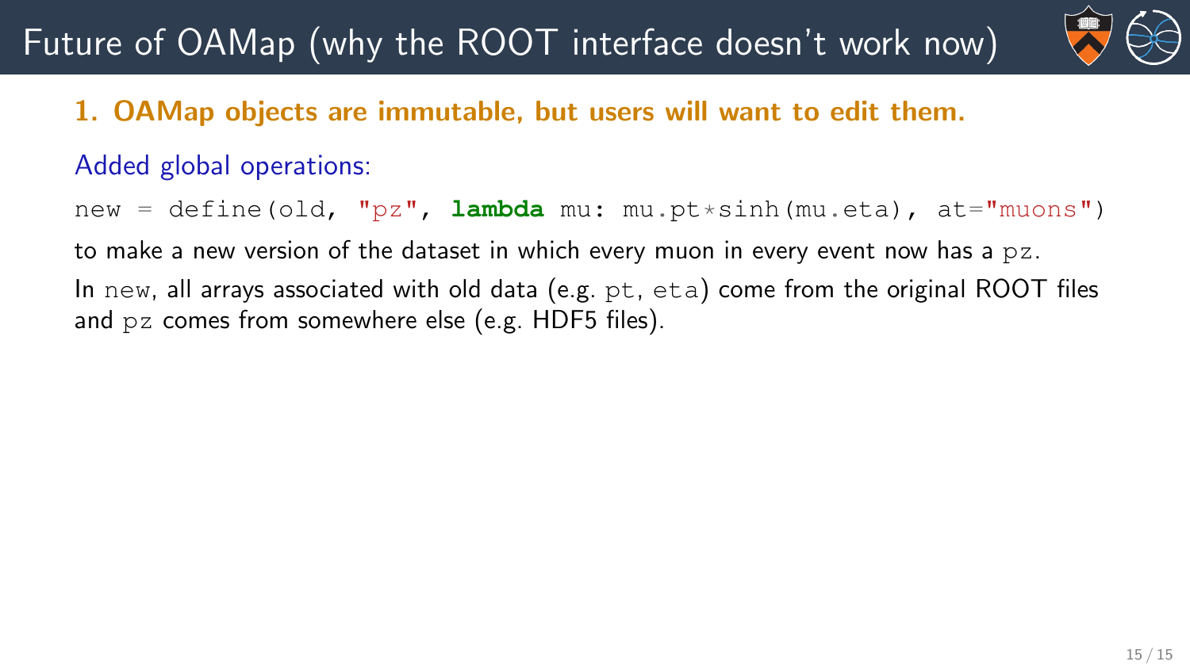# Future of OAMap (why the ROOT interface doesn't work now)

**1. OAMap objects are immutable, but users will want to edit them.**

Added global operations:

```
new = define(old, "pz", lambda mu: mu.pt*sinh(mu.eta), at="muons")
```

to make a new version of the dataset in which every muon in every event now has a `pz`.

In `new`, all arrays associated with old data (e.g. `pt`, `eta`) come from the original ROOT files and `pz` comes from somewhere else (e.g. HDF5 files).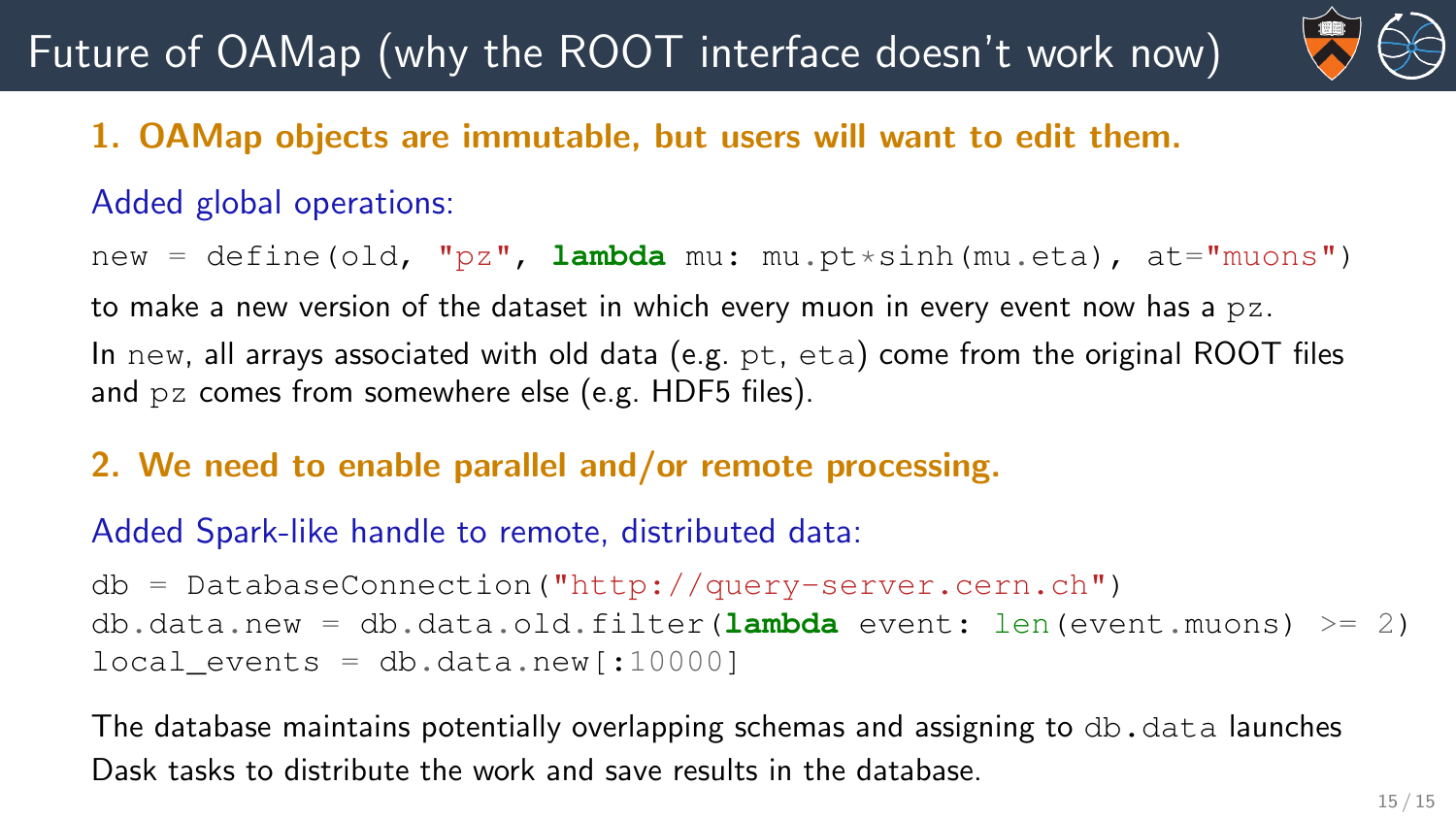# Future of OAMap (why the ROOT interface doesn't work now)

### 1. OAMap objects are immutable, but users will want to edit them.

Added global operations:

```
new = define(old, "pz", lambda mu: mu.pt*sinh(mu.eta), at="muons")
```

to make a new version of the dataset in which every muon in every event now has a `pz`.

In `new`, all arrays associated with old data (e.g. `pt`, `eta`) come from the original ROOT files and `pz` comes from somewhere else (e.g. HDF5 files).

### 2. We need to enable parallel and/or remote processing.

Added Spark-like handle to remote, distributed data:

```
db = DatabaseConnection("http://query-server.cern.ch")
db.data.new = db.data.old.filter(lambda event: len(event.muons) >= 2)
local_events = db.data.new[:10000]
```

The database maintains potentially overlapping schemas and assigning to `db.data` launches Dask tasks to distribute the work and save results in the database.